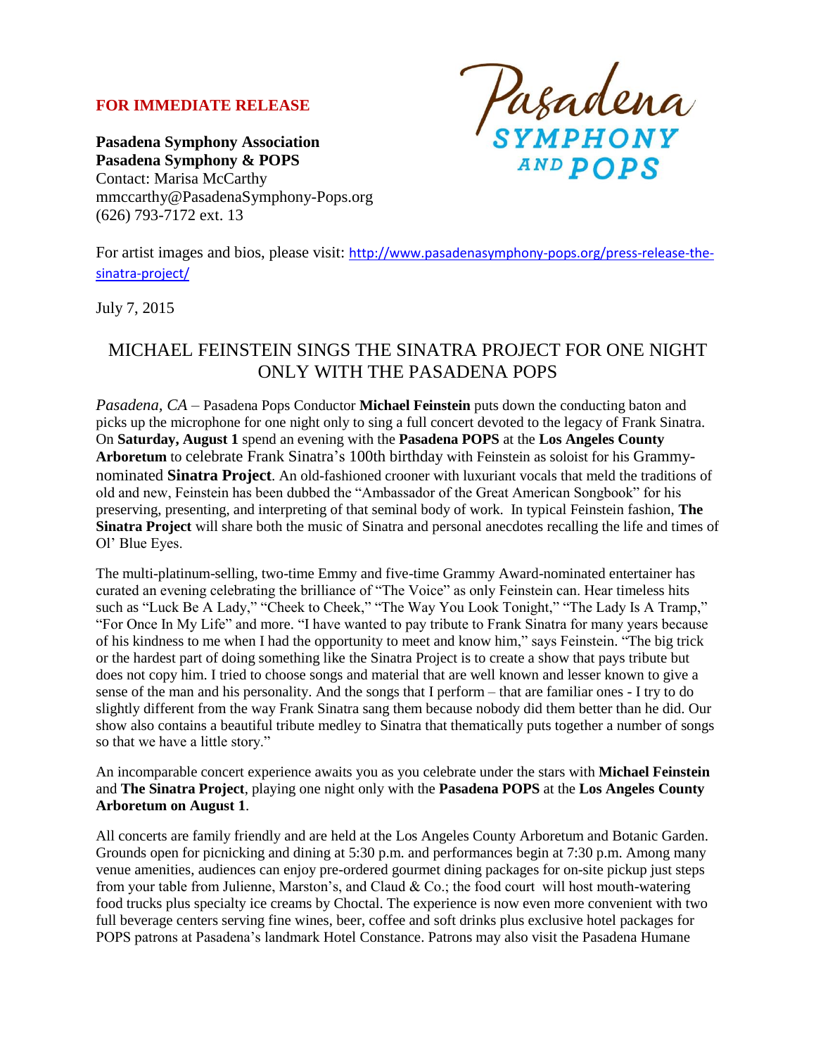**FOR IMMEDIATE RELEASE**

**Pasadena Symphony Association**
**Pasadena Symphony & POPS**
Contact: Marisa McCarthy
mmccarthy@PasadenaSymphony-Pops.org
(626) 793-7172 ext. 13

Pasadena SYMPHONY AND POPS

For artist images and bios, please visit: http://www.pasadenasymphony-pops.org/press-release-the-sinatra-project/

July 7, 2015

## MICHAEL FEINSTEIN SINGS THE SINATRA PROJECT FOR ONE NIGHT ONLY WITH THE PASADENA POPS

*Pasadena, CA* – Pasadena Pops Conductor **Michael Feinstein** puts down the conducting baton and picks up the microphone for one night only to sing a full concert devoted to the legacy of Frank Sinatra. On **Saturday, August 1** spend an evening with the **Pasadena POPS** at the **Los Angeles County Arboretum** to celebrate Frank Sinatra's 100th birthday with Feinstein as soloist for his Grammy-nominated **Sinatra Project**. An old-fashioned crooner with luxuriant vocals that meld the traditions of old and new, Feinstein has been dubbed the "Ambassador of the Great American Songbook" for his preserving, presenting, and interpreting of that seminal body of work. In typical Feinstein fashion, **The Sinatra Project** will share both the music of Sinatra and personal anecdotes recalling the life and times of Ol' Blue Eyes.

The multi-platinum-selling, two-time Emmy and five-time Grammy Award-nominated entertainer has curated an evening celebrating the brilliance of "The Voice" as only Feinstein can. Hear timeless hits such as "Luck Be A Lady," "Cheek to Cheek," "The Way You Look Tonight," "The Lady Is A Tramp," "For Once In My Life" and more. "I have wanted to pay tribute to Frank Sinatra for many years because of his kindness to me when I had the opportunity to meet and know him," says Feinstein. "The big trick or the hardest part of doing something like the Sinatra Project is to create a show that pays tribute but does not copy him. I tried to choose songs and material that are well known and lesser known to give a sense of the man and his personality. And the songs that I perform – that are familiar ones - I try to do slightly different from the way Frank Sinatra sang them because nobody did them better than he did. Our show also contains a beautiful tribute medley to Sinatra that thematically puts together a number of songs so that we have a little story."

An incomparable concert experience awaits you as you celebrate under the stars with **Michael Feinstein** and **The Sinatra Project**, playing one night only with the **Pasadena POPS** at the **Los Angeles County Arboretum on August 1**.

All concerts are family friendly and are held at the Los Angeles County Arboretum and Botanic Garden. Grounds open for picnicking and dining at 5:30 p.m. and performances begin at 7:30 p.m. Among many venue amenities, audiences can enjoy pre-ordered gourmet dining packages for on-site pickup just steps from your table from Julienne, Marston's, and Claud & Co.; the food court will host mouth-watering food trucks plus specialty ice creams by Choctal. The experience is now even more convenient with two full beverage centers serving fine wines, beer, coffee and soft drinks plus exclusive hotel packages for POPS patrons at Pasadena's landmark Hotel Constance. Patrons may also visit the Pasadena Humane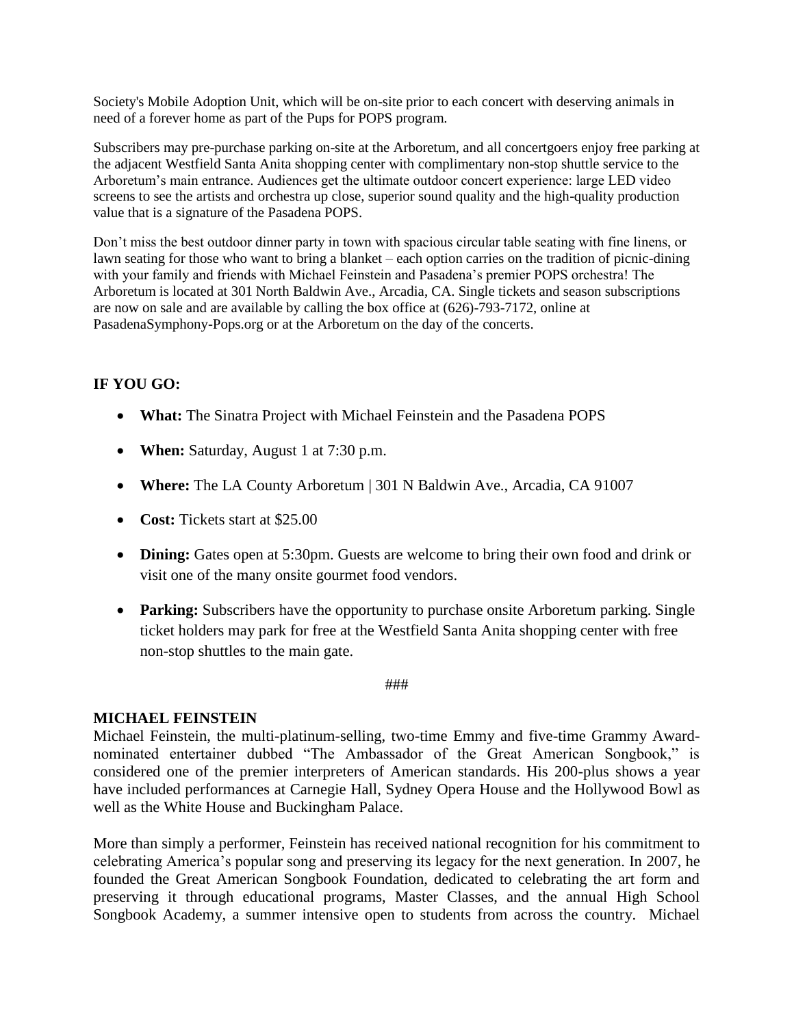Society's Mobile Adoption Unit, which will be on-site prior to each concert with deserving animals in need of a forever home as part of the Pups for POPS program.

Subscribers may pre-purchase parking on-site at the Arboretum, and all concertgoers enjoy free parking at the adjacent Westfield Santa Anita shopping center with complimentary non-stop shuttle service to the Arboretum's main entrance. Audiences get the ultimate outdoor concert experience: large LED video screens to see the artists and orchestra up close, superior sound quality and the high-quality production value that is a signature of the Pasadena POPS.

Don't miss the best outdoor dinner party in town with spacious circular table seating with fine linens, or lawn seating for those who want to bring a blanket – each option carries on the tradition of picnic-dining with your family and friends with Michael Feinstein and Pasadena's premier POPS orchestra! The Arboretum is located at 301 North Baldwin Ave., Arcadia, CA. Single tickets and season subscriptions are now on sale and are available by calling the box office at (626)-793-7172, online at PasadenaSymphony-Pops.org or at the Arboretum on the day of the concerts.

**IF YOU GO:**

- **What:** The Sinatra Project with Michael Feinstein and the Pasadena POPS
- **When:** Saturday, August 1 at 7:30 p.m.
- **Where:** The LA County Arboretum | 301 N Baldwin Ave., Arcadia, CA 91007
- **Cost:** Tickets start at $25.00
- **Dining:** Gates open at 5:30pm. Guests are welcome to bring their own food and drink or visit one of the many onsite gourmet food vendors.
- **Parking:** Subscribers have the opportunity to purchase onsite Arboretum parking. Single ticket holders may park for free at the Westfield Santa Anita shopping center with free non-stop shuttles to the main gate.

###

**MICHAEL FEINSTEIN**

Michael Feinstein, the multi-platinum-selling, two-time Emmy and five-time Grammy Award-nominated entertainer dubbed "The Ambassador of the Great American Songbook," is considered one of the premier interpreters of American standards. His 200-plus shows a year have included performances at Carnegie Hall, Sydney Opera House and the Hollywood Bowl as well as the White House and Buckingham Palace.

More than simply a performer, Feinstein has received national recognition for his commitment to celebrating America's popular song and preserving its legacy for the next generation. In 2007, he founded the Great American Songbook Foundation, dedicated to celebrating the art form and preserving it through educational programs, Master Classes, and the annual High School Songbook Academy, a summer intensive open to students from across the country. Michael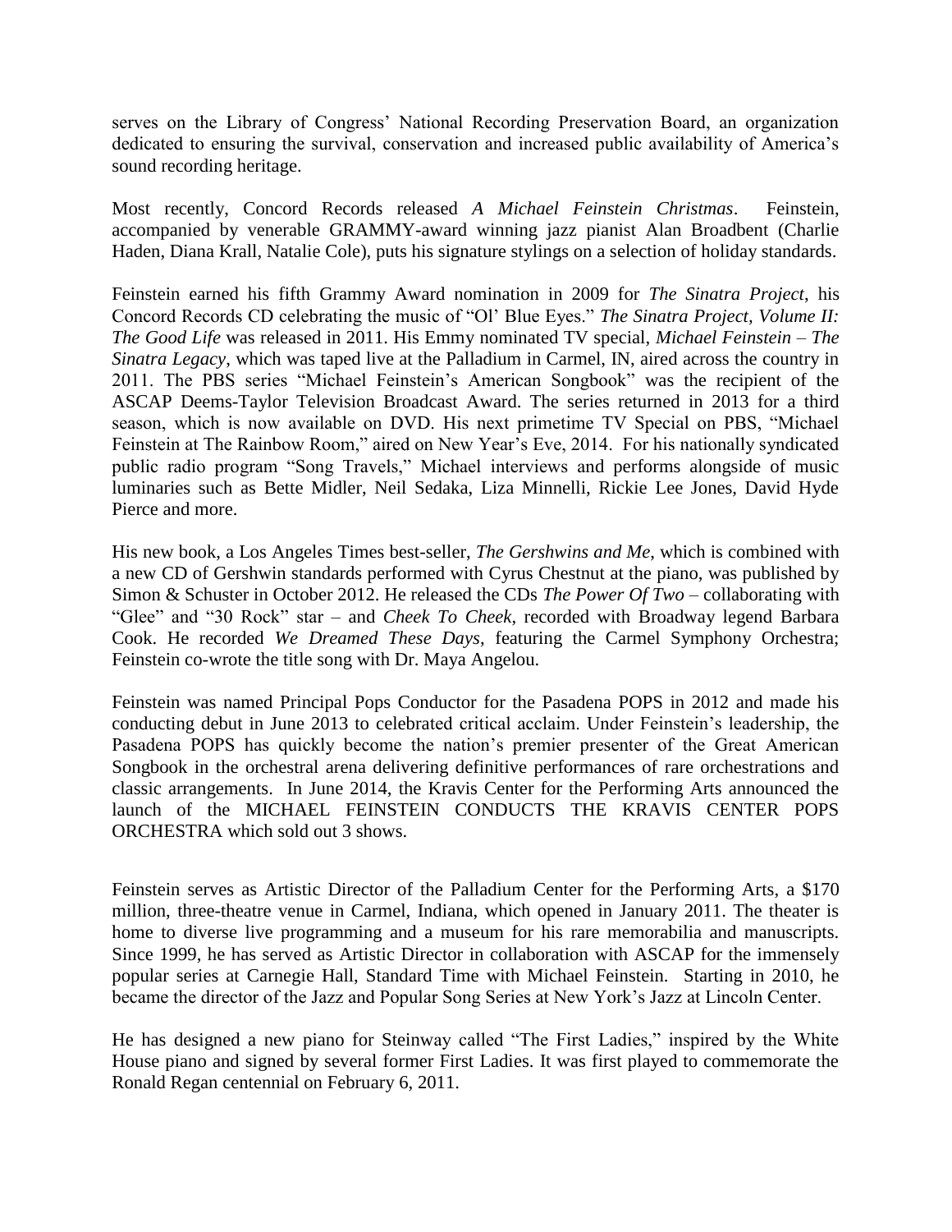serves on the Library of Congress' National Recording Preservation Board, an organization dedicated to ensuring the survival, conservation and increased public availability of America's sound recording heritage.

Most recently, Concord Records released *A Michael Feinstein Christmas*. Feinstein, accompanied by venerable GRAMMY-award winning jazz pianist Alan Broadbent (Charlie Haden, Diana Krall, Natalie Cole), puts his signature stylings on a selection of holiday standards.

Feinstein earned his fifth Grammy Award nomination in 2009 for *The Sinatra Project*, his Concord Records CD celebrating the music of "Ol' Blue Eyes." *The Sinatra Project, Volume II: The Good Life* was released in 2011. His Emmy nominated TV special, *Michael Feinstein – The Sinatra Legacy*, which was taped live at the Palladium in Carmel, IN, aired across the country in 2011. The PBS series "Michael Feinstein's American Songbook" was the recipient of the ASCAP Deems-Taylor Television Broadcast Award. The series returned in 2013 for a third season, which is now available on DVD. His next primetime TV Special on PBS, "Michael Feinstein at The Rainbow Room," aired on New Year's Eve, 2014. For his nationally syndicated public radio program "Song Travels," Michael interviews and performs alongside of music luminaries such as Bette Midler, Neil Sedaka, Liza Minnelli, Rickie Lee Jones, David Hyde Pierce and more.

His new book, a Los Angeles Times best-seller, *The Gershwins and Me*, which is combined with a new CD of Gershwin standards performed with Cyrus Chestnut at the piano, was published by Simon & Schuster in October 2012. He released the CDs *The Power Of Two* – collaborating with "Glee" and "30 Rock" star – and *Cheek To Cheek*, recorded with Broadway legend Barbara Cook. He recorded *We Dreamed These Days*, featuring the Carmel Symphony Orchestra; Feinstein co-wrote the title song with Dr. Maya Angelou.

Feinstein was named Principal Pops Conductor for the Pasadena POPS in 2012 and made his conducting debut in June 2013 to celebrated critical acclaim. Under Feinstein's leadership, the Pasadena POPS has quickly become the nation's premier presenter of the Great American Songbook in the orchestral arena delivering definitive performances of rare orchestrations and classic arrangements. In June 2014, the Kravis Center for the Performing Arts announced the launch of the MICHAEL FEINSTEIN CONDUCTS THE KRAVIS CENTER POPS ORCHESTRA which sold out 3 shows.

Feinstein serves as Artistic Director of the Palladium Center for the Performing Arts, a $170 million, three-theatre venue in Carmel, Indiana, which opened in January 2011. The theater is home to diverse live programming and a museum for his rare memorabilia and manuscripts. Since 1999, he has served as Artistic Director in collaboration with ASCAP for the immensely popular series at Carnegie Hall, Standard Time with Michael Feinstein. Starting in 2010, he became the director of the Jazz and Popular Song Series at New York's Jazz at Lincoln Center.

He has designed a new piano for Steinway called "The First Ladies," inspired by the White House piano and signed by several former First Ladies. It was first played to commemorate the Ronald Regan centennial on February 6, 2011.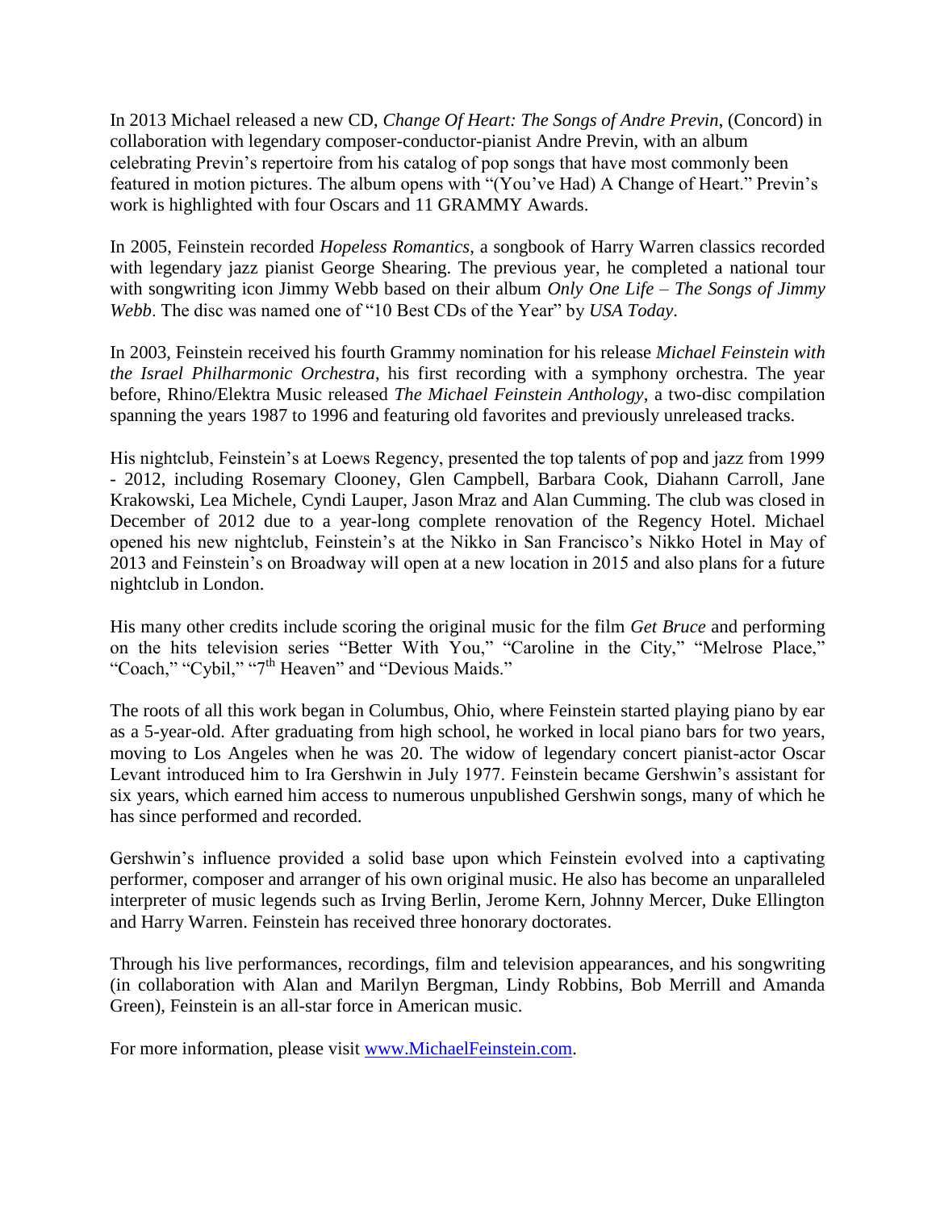In 2013 Michael released a new CD, *Change Of Heart: The Songs of Andre Previn*, (Concord) in collaboration with legendary composer-conductor-pianist Andre Previn, with an album celebrating Previn's repertoire from his catalog of pop songs that have most commonly been featured in motion pictures. The album opens with "(You've Had) A Change of Heart." Previn's work is highlighted with four Oscars and 11 GRAMMY Awards.

In 2005, Feinstein recorded *Hopeless Romantics*, a songbook of Harry Warren classics recorded with legendary jazz pianist George Shearing. The previous year, he completed a national tour with songwriting icon Jimmy Webb based on their album *Only One Life – The Songs of Jimmy Webb*. The disc was named one of "10 Best CDs of the Year" by *USA Today*.

In 2003, Feinstein received his fourth Grammy nomination for his release *Michael Feinstein with the Israel Philharmonic Orchestra*, his first recording with a symphony orchestra. The year before, Rhino/Elektra Music released *The Michael Feinstein Anthology*, a two-disc compilation spanning the years 1987 to 1996 and featuring old favorites and previously unreleased tracks.

His nightclub, Feinstein's at Loews Regency, presented the top talents of pop and jazz from 1999 - 2012, including Rosemary Clooney, Glen Campbell, Barbara Cook, Diahann Carroll, Jane Krakowski, Lea Michele, Cyndi Lauper, Jason Mraz and Alan Cumming. The club was closed in December of 2012 due to a year-long complete renovation of the Regency Hotel. Michael opened his new nightclub, Feinstein's at the Nikko in San Francisco's Nikko Hotel in May of 2013 and Feinstein's on Broadway will open at a new location in 2015 and also plans for a future nightclub in London.

His many other credits include scoring the original music for the film *Get Bruce* and performing on the hits television series "Better With You," "Caroline in the City," "Melrose Place," "Coach," "Cybil," "7th Heaven" and "Devious Maids."

The roots of all this work began in Columbus, Ohio, where Feinstein started playing piano by ear as a 5-year-old. After graduating from high school, he worked in local piano bars for two years, moving to Los Angeles when he was 20. The widow of legendary concert pianist-actor Oscar Levant introduced him to Ira Gershwin in July 1977. Feinstein became Gershwin's assistant for six years, which earned him access to numerous unpublished Gershwin songs, many of which he has since performed and recorded.

Gershwin's influence provided a solid base upon which Feinstein evolved into a captivating performer, composer and arranger of his own original music. He also has become an unparalleled interpreter of music legends such as Irving Berlin, Jerome Kern, Johnny Mercer, Duke Ellington and Harry Warren. Feinstein has received three honorary doctorates.

Through his live performances, recordings, film and television appearances, and his songwriting (in collaboration with Alan and Marilyn Bergman, Lindy Robbins, Bob Merrill and Amanda Green), Feinstein is an all-star force in American music.

For more information, please visit [www.MichaelFeinstein.com](http://www.MichaelFeinstein.com).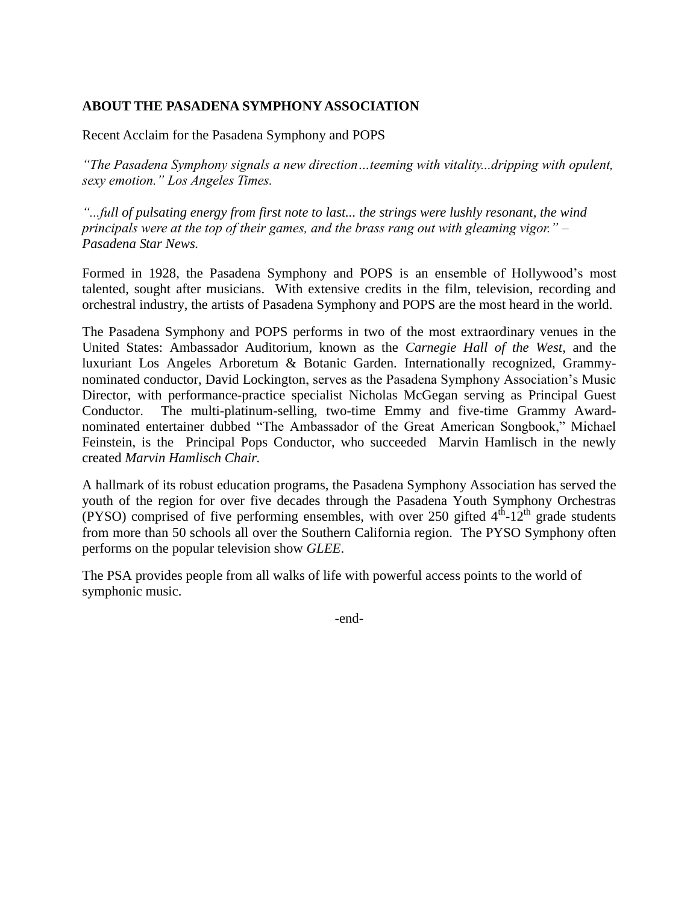**ABOUT THE PASADENA SYMPHONY ASSOCIATION**

Recent Acclaim for the Pasadena Symphony and POPS

*"The Pasadena Symphony signals a new direction…teeming with vitality...dripping with opulent, sexy emotion." Los Angeles Times.*

*"...full of pulsating energy from first note to last... the strings were lushly resonant, the wind principals were at the top of their games, and the brass rang out with gleaming vigor." – Pasadena Star News.*

Formed in 1928, the Pasadena Symphony and POPS is an ensemble of Hollywood's most talented, sought after musicians. With extensive credits in the film, television, recording and orchestral industry, the artists of Pasadena Symphony and POPS are the most heard in the world.

The Pasadena Symphony and POPS performs in two of the most extraordinary venues in the United States: Ambassador Auditorium, known as the *Carnegie Hall of the West*, and the luxuriant Los Angeles Arboretum & Botanic Garden. Internationally recognized, Grammy-nominated conductor, David Lockington, serves as the Pasadena Symphony Association's Music Director, with performance-practice specialist Nicholas McGegan serving as Principal Guest Conductor. The multi-platinum-selling, two-time Emmy and five-time Grammy Award-nominated entertainer dubbed "The Ambassador of the Great American Songbook," Michael Feinstein, is the Principal Pops Conductor, who succeeded Marvin Hamlisch in the newly created *Marvin Hamlisch Chair.*

A hallmark of its robust education programs, the Pasadena Symphony Association has served the youth of the region for over five decades through the Pasadena Youth Symphony Orchestras (PYSO) comprised of five performing ensembles, with over 250 gifted 4th-12th grade students from more than 50 schools all over the Southern California region. The PYSO Symphony often performs on the popular television show *GLEE*.

The PSA provides people from all walks of life with powerful access points to the world of symphonic music.

-end-